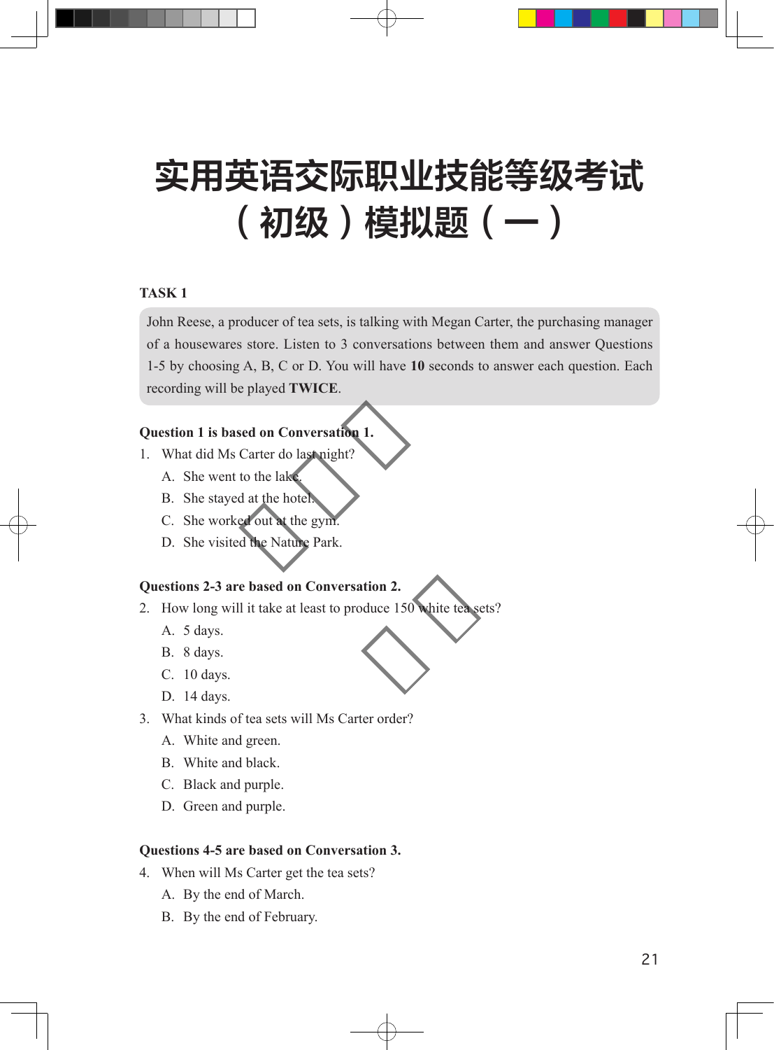# 实用英语交际职业技能等级考试（初级）模拟题（一）

### TASK 1

John Reese, a producer of tea sets, is talking with Megan Carter, the purchasing manager of a housewares store. Listen to 3 conversations between them and answer Questions 1-5 by choosing A, B, C or D. You will have **10** seconds to answer each question. Each recording will be played **TWICE**.

**Question 1 is based on Conversation 1.**

1. What did Ms Carter do last night?
   - A. She went to the lake.
   - B. She stayed at the hotel.
   - C. She worked out at the gym.
   - D. She visited the Nature Park.

**Questions 2-3 are based on Conversation 2.**

2. How long will it take at least to produce 150 white tea sets?
   - A. 5 days.
   - B. 8 days.
   - C. 10 days.
   - D. 14 days.

3. What kinds of tea sets will Ms Carter order?
   - A. White and green.
   - B. White and black.
   - C. Black and purple.
   - D. Green and purple.

**Questions 4-5 are based on Conversation 3.**

4. When will Ms Carter get the tea sets?
   - A. By the end of March.
   - B. By the end of February.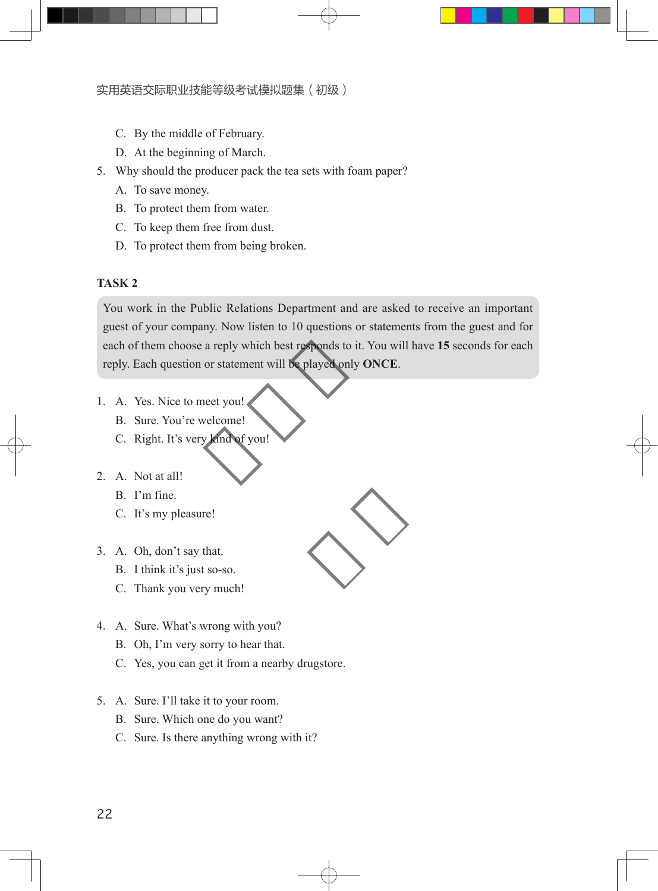C. By the middle of February.

D. At the beginning of March.

5. Why should the producer pack the tea sets with foam paper?

A. To save money.

B. To protect them from water.

C. To keep them free from dust.

D. To protect them from being broken.

**TASK 2**

You work in the Public Relations Department and are asked to receive an important guest of your company. Now listen to 10 questions or statements from the guest and for each of them choose a reply which best responds to it. You will have **15** seconds for each reply. Each question or statement will be played only **ONCE**.

1. A. Yes. Nice to meet you!

B. Sure. You're welcome!

C. Right. It's very kind of you!

2. A. Not at all!

B. I'm fine.

C. It's my pleasure!

3. A. Oh, don't say that.

B. I think it's just so-so.

C. Thank you very much!

4. A. Sure. What's wrong with you?

B. Oh, I'm very sorry to hear that.

C. Yes, you can get it from a nearby drugstore.

5. A. Sure. I'll take it to your room.

B. Sure. Which one do you want?

C. Sure. Is there anything wrong with it?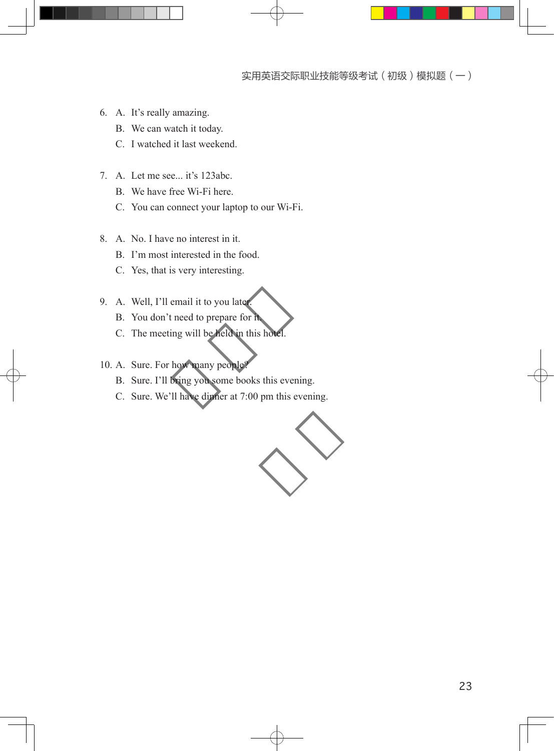6. A. It's really amazing.
   B. We can watch it today.
   C. I watched it last weekend.

7. A. Let me see... it's 123abc.
   B. We have free Wi-Fi here.
   C. You can connect your laptop to our Wi-Fi.

8. A. No. I have no interest in it.
   B. I'm most interested in the food.
   C. Yes, that is very interesting.

9. A. Well, I'll email it to you later.
   B. You don't need to prepare for it.
   C. The meeting will be held in this hotel.

10. A. Sure. For how many people?
    B. Sure. I'll bring you some books this evening.
    C. Sure. We'll have dinner at 7:00 pm this evening.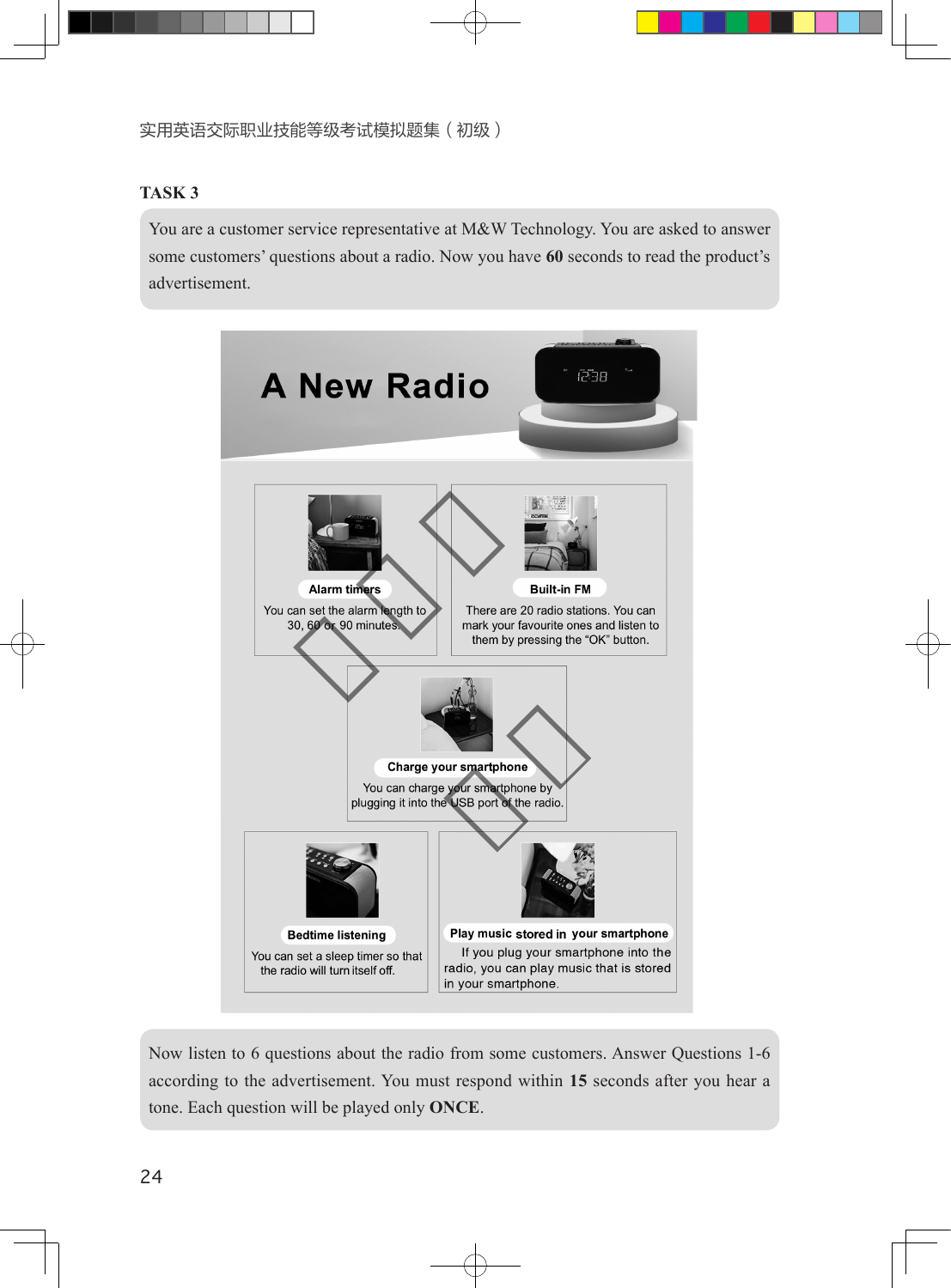## TASK 3

You are a customer service representative at M&W Technology. You are asked to answer some customers' questions about a radio. Now you have **60** seconds to read the product's advertisement.

# A New Radio

**Alarm timers**

You can set the alarm length to 30, 60 or 90 minutes.

**Built-in FM**

There are 20 radio stations. You can mark your favourite ones and listen to them by pressing the "OK" button.

**Charge your smartphone**

You can charge your smartphone by plugging it into the USB port of the radio.

**Bedtime listening**

You can set a sleep timer so that the radio will turn itself off.

**Play music stored in your smartphone**

If you plug your smartphone into the radio, you can play music that is stored in your smartphone.

Now listen to 6 questions about the radio from some customers. Answer Questions 1-6 according to the advertisement. You must respond within **15** seconds after you hear a tone. Each question will be played only **ONCE**.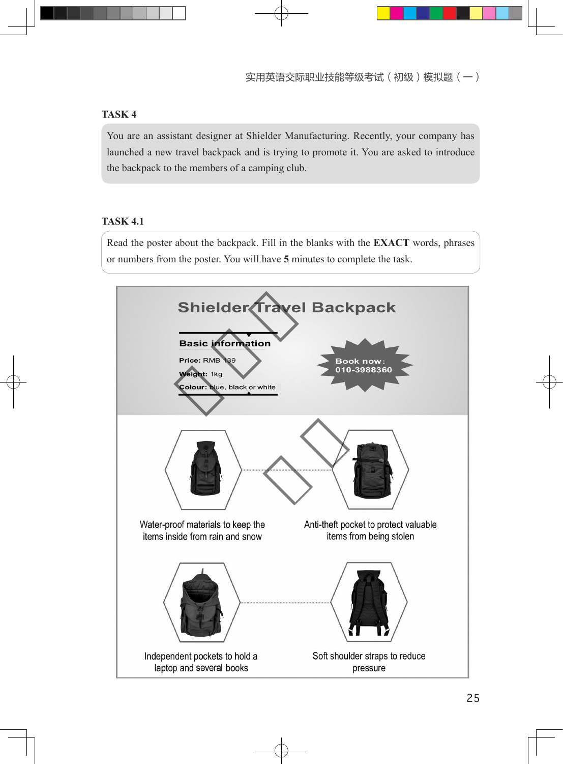## TASK 4

You are an assistant designer at Shielder Manufacturing. Recently, your company has launched a new travel backpack and is trying to promote it. You are asked to introduce the backpack to the members of a camping club.

## TASK 4.1

Read the poster about the backpack. Fill in the blanks with the **EXACT** words, phrases or numbers from the poster. You will have **5** minutes to complete the task.

# Shielder Travel Backpack

**Basic information**

**Price:** RMB 139

**Weight:** 1kg

**Colour:** blue, black or white

Book now: 010-3988360

Water-proof materials to keep the items inside from rain and snow

Anti-theft pocket to protect valuable items from being stolen

Independent pockets to hold a laptop and several books

Soft shoulder straps to reduce pressure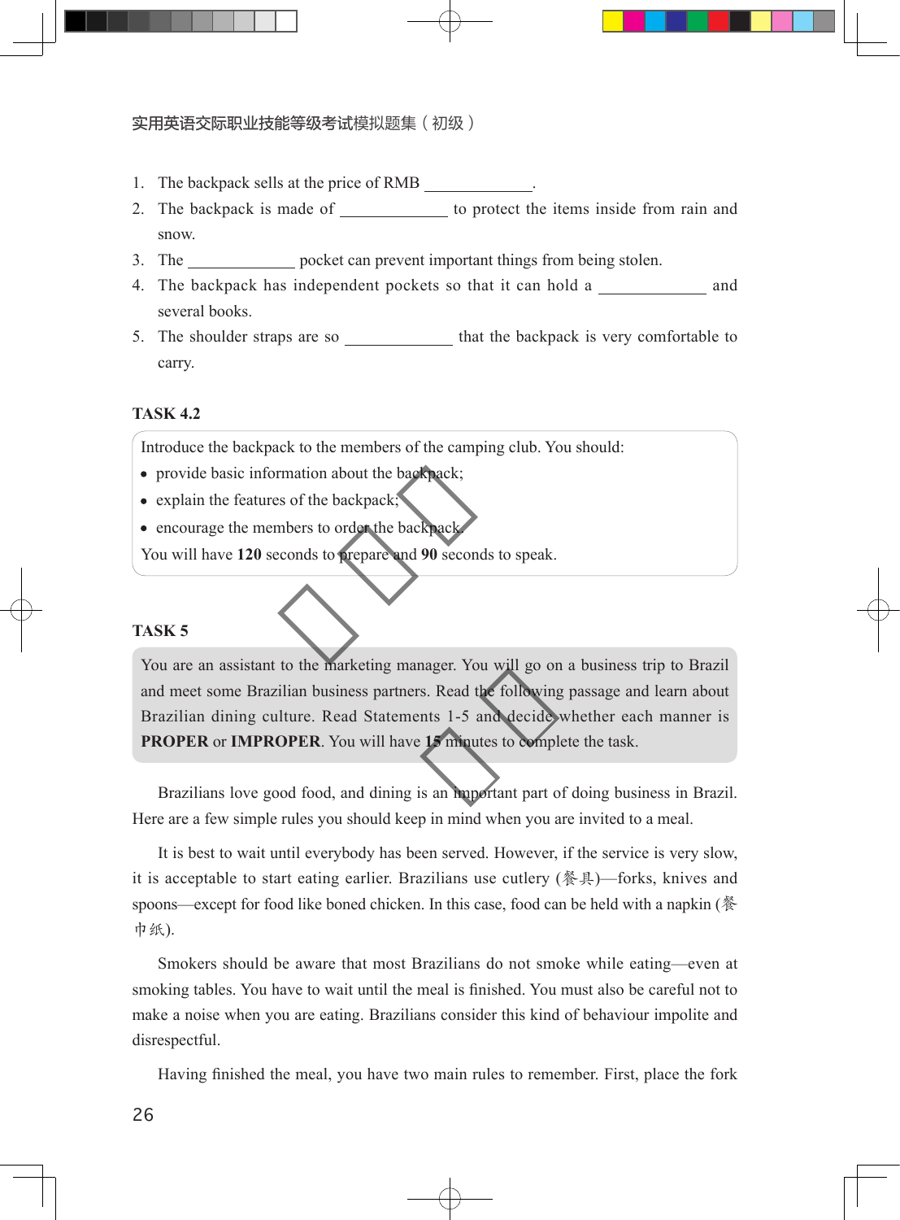1. The backpack sells at the price of RMB _____________.
2. The backpack is made of _____________ to protect the items inside from rain and snow.
3. The _____________ pocket can prevent important things from being stolen.
4. The backpack has independent pockets so that it can hold a _____________ and several books.
5. The shoulder straps are so _____________ that the backpack is very comfortable to carry.

**TASK 4.2**

Introduce the backpack to the members of the camping club. You should:

- provide basic information about the backpack;
- explain the features of the backpack;
- encourage the members to order the backpack.

You will have **120** seconds to prepare and **90** seconds to speak.

**TASK 5**

You are an assistant to the marketing manager. You will go on a business trip to Brazil and meet some Brazilian business partners. Read the following passage and learn about Brazilian dining culture. Read Statements 1-5 and decide whether each manner is **PROPER** or **IMPROPER**. You will have **15** minutes to complete the task.

Brazilians love good food, and dining is an important part of doing business in Brazil. Here are a few simple rules you should keep in mind when you are invited to a meal.

It is best to wait until everybody has been served. However, if the service is very slow, it is acceptable to start eating earlier. Brazilians use cutlery (餐具)—forks, knives and spoons—except for food like boned chicken. In this case, food can be held with a napkin (餐巾纸).

Smokers should be aware that most Brazilians do not smoke while eating—even at smoking tables. You have to wait until the meal is finished. You must also be careful not to make a noise when you are eating. Brazilians consider this kind of behaviour impolite and disrespectful.

Having finished the meal, you have two main rules to remember. First, place the fork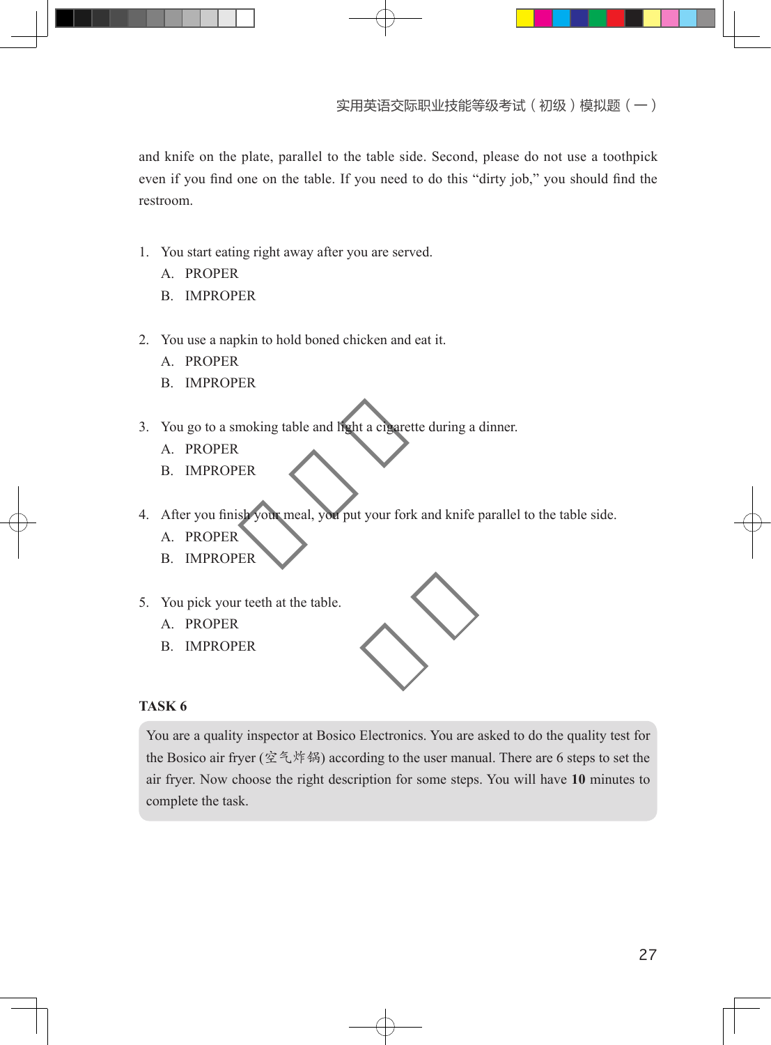and knife on the plate, parallel to the table side. Second, please do not use a toothpick even if you find one on the table. If you need to do this "dirty job," you should find the restroom.

1. You start eating right away after you are served.
   A. PROPER
   B. IMPROPER

2. You use a napkin to hold boned chicken and eat it.
   A. PROPER
   B. IMPROPER

3. You go to a smoking table and light a cigarette during a dinner.
   A. PROPER
   B. IMPROPER

4. After you finish your meal, you put your fork and knife parallel to the table side.
   A. PROPER
   B. IMPROPER

5. You pick your teeth at the table.
   A. PROPER
   B. IMPROPER

**TASK 6**

You are a quality inspector at Bosico Electronics. You are asked to do the quality test for the Bosico air fryer (空气炸锅) according to the user manual. There are 6 steps to set the air fryer. Now choose the right description for some steps. You will have **10** minutes to complete the task.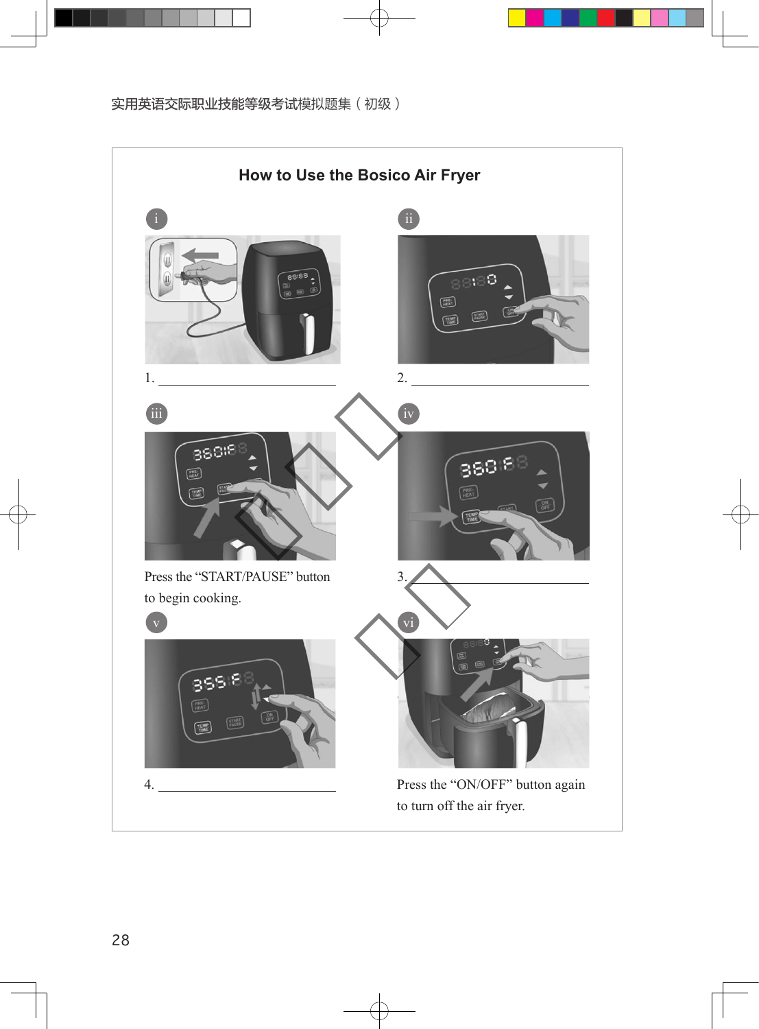## How to Use the Bosico Air Fryer

i

1. ________________________

ii

2. ________________________

iii

Press the "START/PAUSE" button to begin cooking.

iv

3. ________________________

v

4. ________________________

vi

Press the "ON/OFF" button again to turn off the air fryer.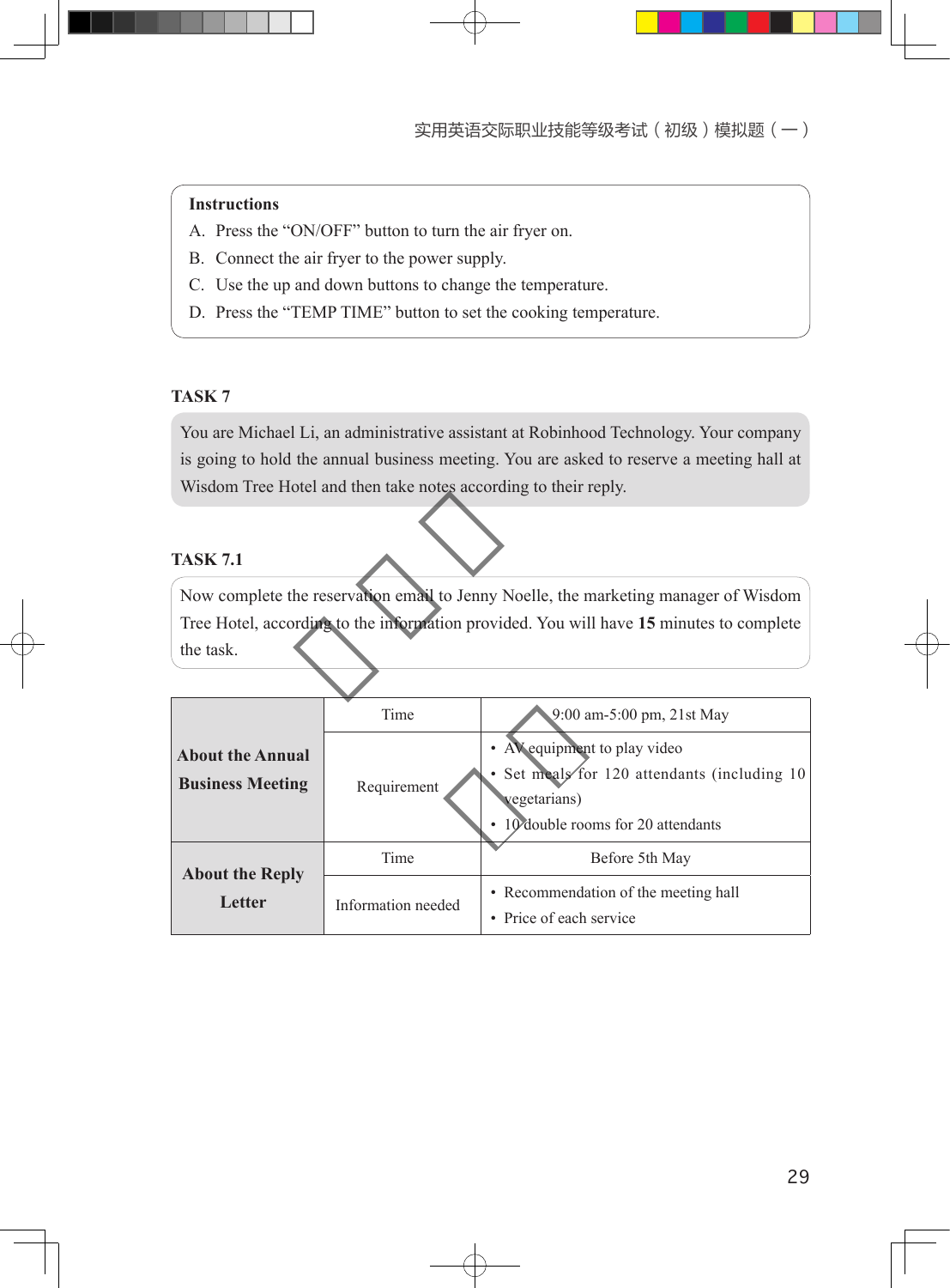**Instructions**

A. Press the “ON/OFF” button to turn the air fryer on.

B. Connect the air fryer to the power supply.

C. Use the up and down buttons to change the temperature.

D. Press the “TEMP TIME” button to set the cooking temperature.

## TASK 7

You are Michael Li, an administrative assistant at Robinhood Technology. Your company is going to hold the annual business meeting. You are asked to reserve a meeting hall at Wisdom Tree Hotel and then take notes according to their reply.

## TASK 7.1

Now complete the reservation email to Jenny Noelle, the marketing manager of Wisdom Tree Hotel, according to the information provided. You will have **15** minutes to complete the task.

| | | |
|---|---|---|
| **About the Annual Business Meeting** | Time | 9:00 am-5:00 pm, 21st May |
| | Requirement | • AV equipment to play video<br>• Set meals for 120 attendants (including 10 vegetarians)<br>• 10 double rooms for 20 attendants |
| **About the Reply Letter** | Time | Before 5th May |
| | Information needed | • Recommendation of the meeting hall<br>• Price of each service |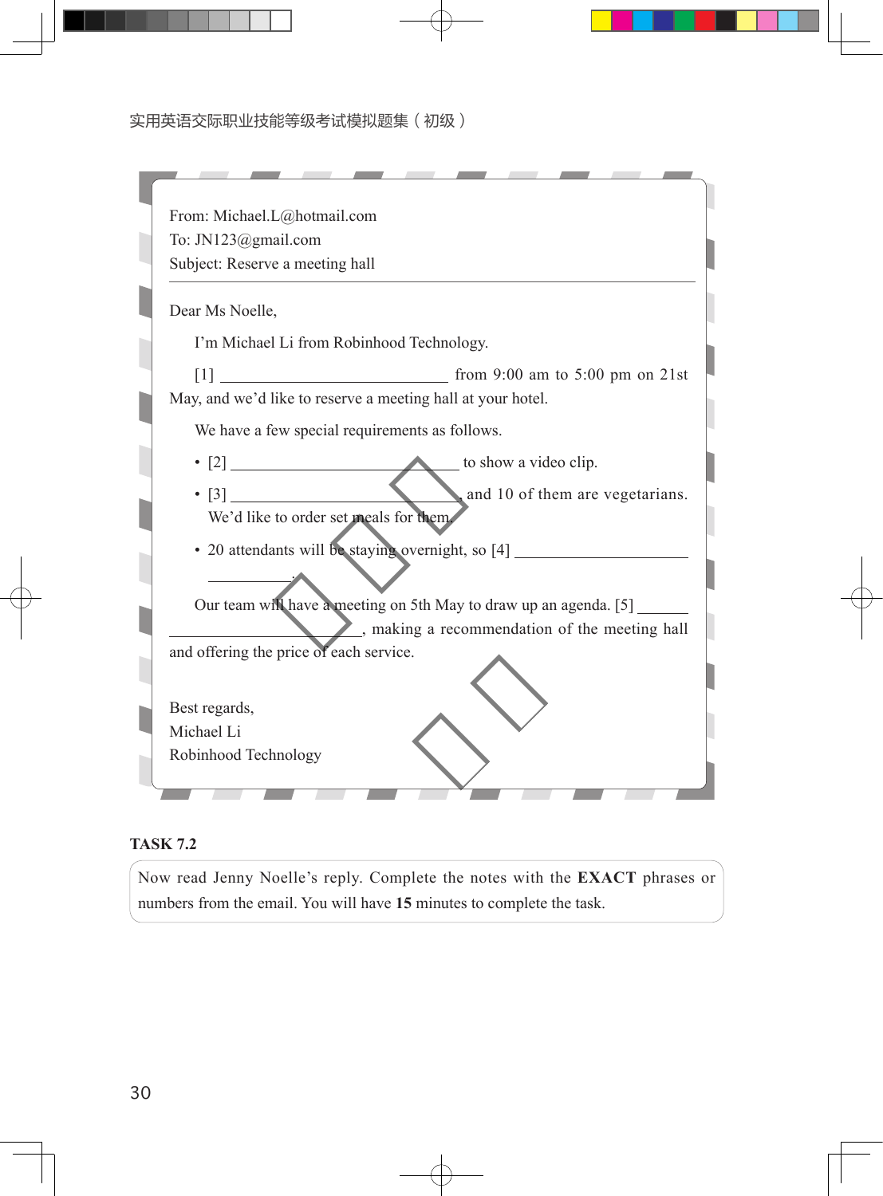From: Michael.L@hotmail.com
To: JN123@gmail.com
Subject: Reserve a meeting hall

---

Dear Ms Noelle,

I'm Michael Li from Robinhood Technology.

[1] ______________________________ from 9:00 am to 5:00 pm on 21st May, and we'd like to reserve a meeting hall at your hotel.

We have a few special requirements as follows.

- [2] ______________________________ to show a video clip.
- [3] ______________________________, and 10 of them are vegetarians. We'd like to order set meals for them.
- 20 attendants will be staying overnight, so [4] ______________________________.

Our team will have a meeting on 5th May to draw up an agenda. [5] ______________________________, making a recommendation of the meeting hall and offering the price of each service.

Best regards,
Michael Li
Robinhood Technology

**TASK 7.2**

Now read Jenny Noelle's reply. Complete the notes with the **EXACT** phrases or numbers from the email. You will have **15** minutes to complete the task.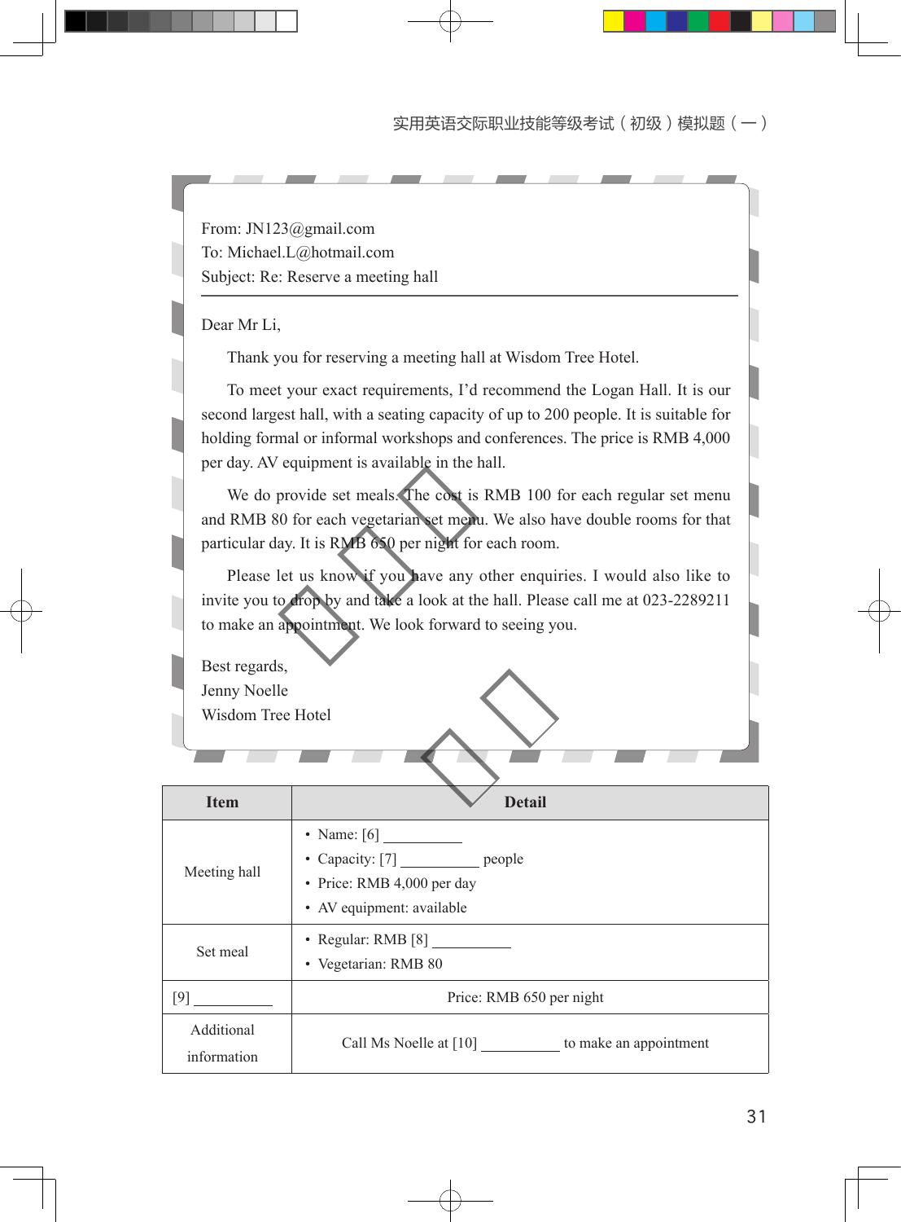From: JN123@gmail.com
To: Michael.L@hotmail.com
Subject: Re: Reserve a meeting hall

Dear Mr Li,

Thank you for reserving a meeting hall at Wisdom Tree Hotel.

To meet your exact requirements, I'd recommend the Logan Hall. It is our second largest hall, with a seating capacity of up to 200 people. It is suitable for holding formal or informal workshops and conferences. The price is RMB 4,000 per day. AV equipment is available in the hall.

We do provide set meals. The cost is RMB 100 for each regular set menu and RMB 80 for each vegetarian set menu. We also have double rooms for that particular day. It is RMB 650 per night for each room.

Please let us know if you have any other enquiries. I would also like to invite you to drop by and take a look at the hall. Please call me at 023-2289211 to make an appointment. We look forward to seeing you.

Best regards,
Jenny Noelle
Wisdom Tree Hotel

| Item | Detail |
| --- | --- |
| Meeting hall | • Name: [6] ___________<br>• Capacity: [7] ___________ people<br>• Price: RMB 4,000 per day<br>• AV equipment: available |
| Set meal | • Regular: RMB [8] ___________<br>• Vegetarian: RMB 80 |
| [9] ___________ | Price: RMB 650 per night |
| Additional information | Call Ms Noelle at [10] ___________ to make an appointment |